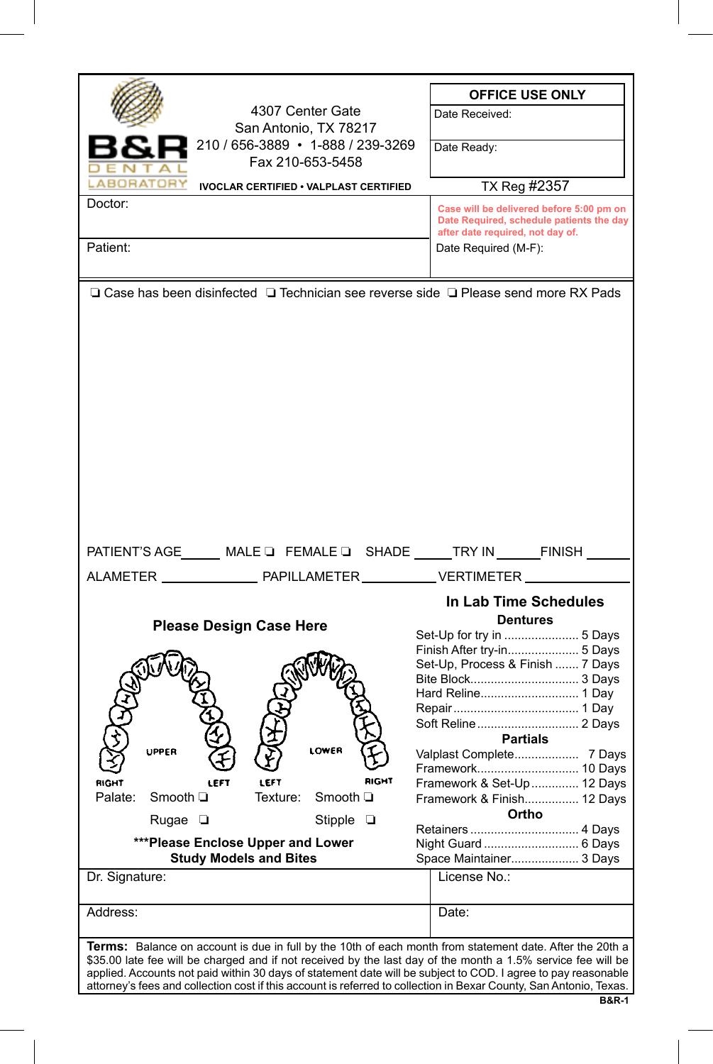**B&R DENTAL LABORATORY**

4307 Center Gate
San Antonio, TX 78217
210 / 656-3889 • 1-888 / 239-3269
Fax 210-653-5458

**IVOCLAR CERTIFIED • VALPLAST CERTIFIED**

| **OFFICE USE ONLY** |
| --- |
| Date Received: |
| Date Ready: |

TX Reg #2357

Doctor:

Patient:

**Case will be delivered before 5:00 pm on Date Required, schedule patients the day after date required, not day of.**

Date Required (M-F):

❏ Case has been disinfected ❏ Technician see reverse side ❏ Please send more RX Pads

PATIENT'S AGE_____ MALE ❏ FEMALE ❏ SHADE _____ TRY IN _____ FINISH _____

ALAMETER _____________ PAPILLAMETER __________ VERTIMETER _____________

**Please Design Case Here**

UPPER — RIGHT / LEFT

LOWER — LEFT / RIGHT

Palate: Smooth ❏ Rugae ❏

Texture: Smooth ❏ Stipple ❏

**\*\*\*Please Enclose Upper and Lower Study Models and Bites**

## In Lab Time Schedules

**Dentures**

- Set-Up for try in ...................... 5 Days
- Finish After try-in..................... 5 Days
- Set-Up, Process & Finish ....... 7 Days
- Bite Block................................ 3 Days
- Hard Reline............................. 1 Day
- Repair..................................... 1 Day
- Soft Reline.............................. 2 Days

**Partials**

- Valplast Complete.................. 7 Days
- Framework.............................. 10 Days
- Framework & Set-Up.............. 12 Days
- Framework & Finish................ 12 Days

**Ortho**

- Retainers ................................ 4 Days
- Night Guard ............................ 6 Days
- Space Maintainer.................... 3 Days

| Dr. Signature: | License No.: |
| --- | --- |
| Address: | Date: |

**Terms:** Balance on account is due in full by the 10th of each month from statement date. After the 20th a $35.00 late fee will be charged and if not received by the last day of the month a 1.5% service fee will be applied. Accounts not paid within 30 days of statement date will be subject to COD. I agree to pay reasonable attorney's fees and collection cost if this account is referred to collection in Bexar County, San Antonio, Texas.

**B&R-1**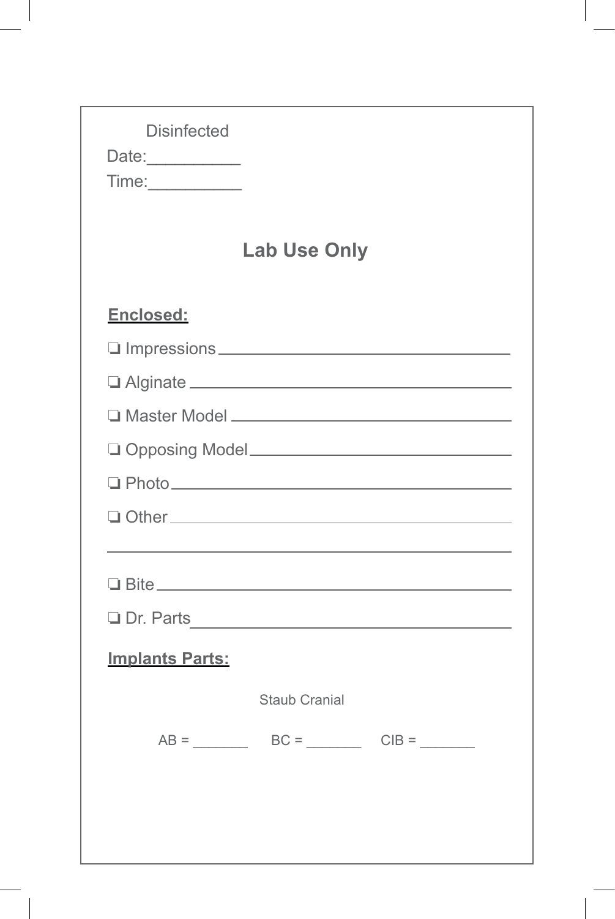Disinfected

Date:__________

Time:__________

## Lab Use Only

**Enclosed:**

❏ Impressions ____________________________________

❏ Alginate ____________________________________

❏ Master Model ____________________________________

❏ Opposing Model ____________________________________

❏ Photo ____________________________________

❏ Other ____________________________________

____________________________________________

❏ Bite ____________________________________

❏ Dr. Parts ____________________________________

**Implants Parts:**

Staub Cranial

AB = _______ BC = _______ CIB = _______